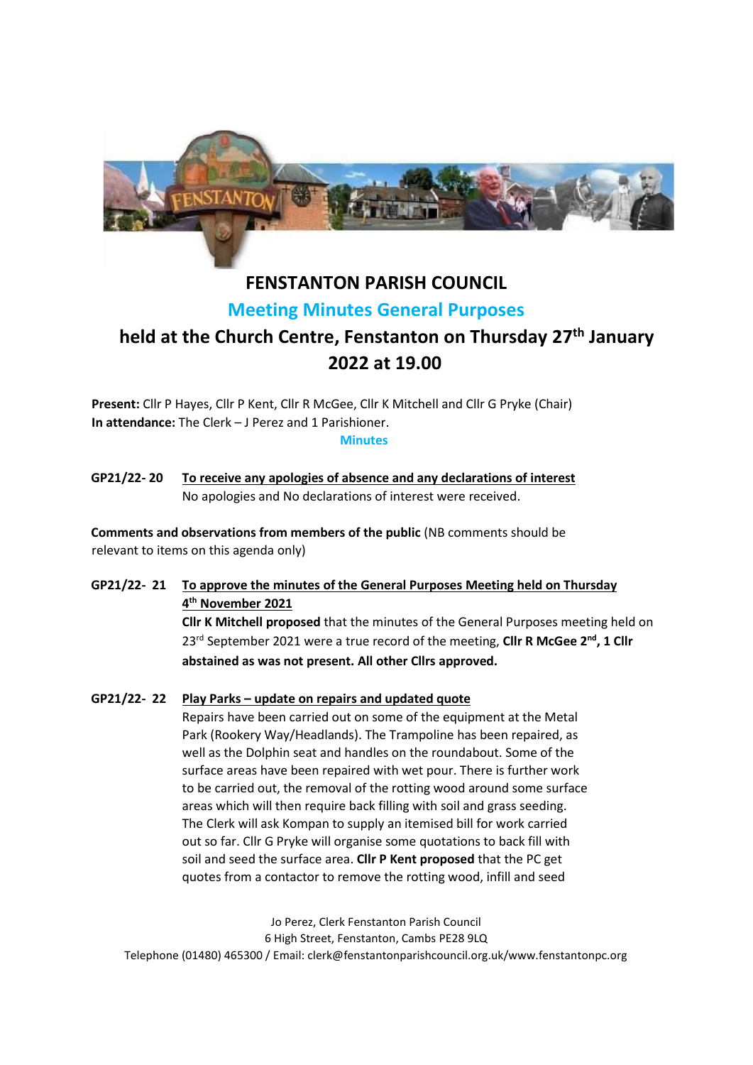# FENSTANTON PARISH COUNCIL

## Meeting Minutes General Purposes

## held at the Church Centre, Fenstanton on Thursday 27th January 2022 at 19.00

**Present:** Cllr P Hayes, Cllr P Kent, Cllr R McGee, Cllr K Mitchell and Cllr G Pryke (Chair)
**In attendance:** The Clerk – J Perez and 1 Parishioner.

**Minutes**

**GP21/22- 20** **To receive any apologies of absence and any declarations of interest**

No apologies and No declarations of interest were received.

**Comments and observations from members of the public** (NB comments should be relevant to items on this agenda only)

**GP21/22- 21** **To approve the minutes of the General Purposes Meeting held on Thursday 4th November 2021**

**Cllr K Mitchell proposed** that the minutes of the General Purposes meeting held on 23rd September 2021 were a true record of the meeting, **Cllr R McGee 2nd, 1 Cllr abstained as was not present. All other Cllrs approved.**

**GP21/22- 22** **Play Parks – update on repairs and updated quote**

Repairs have been carried out on some of the equipment at the Metal Park (Rookery Way/Headlands). The Trampoline has been repaired, as well as the Dolphin seat and handles on the roundabout. Some of the surface areas have been repaired with wet pour. There is further work to be carried out, the removal of the rotting wood around some surface areas which will then require back filling with soil and grass seeding. The Clerk will ask Kompan to supply an itemised bill for work carried out so far. Cllr G Pryke will organise some quotations to back fill with soil and seed the surface area. **Cllr P Kent proposed** that the PC get quotes from a contactor to remove the rotting wood, infill and seed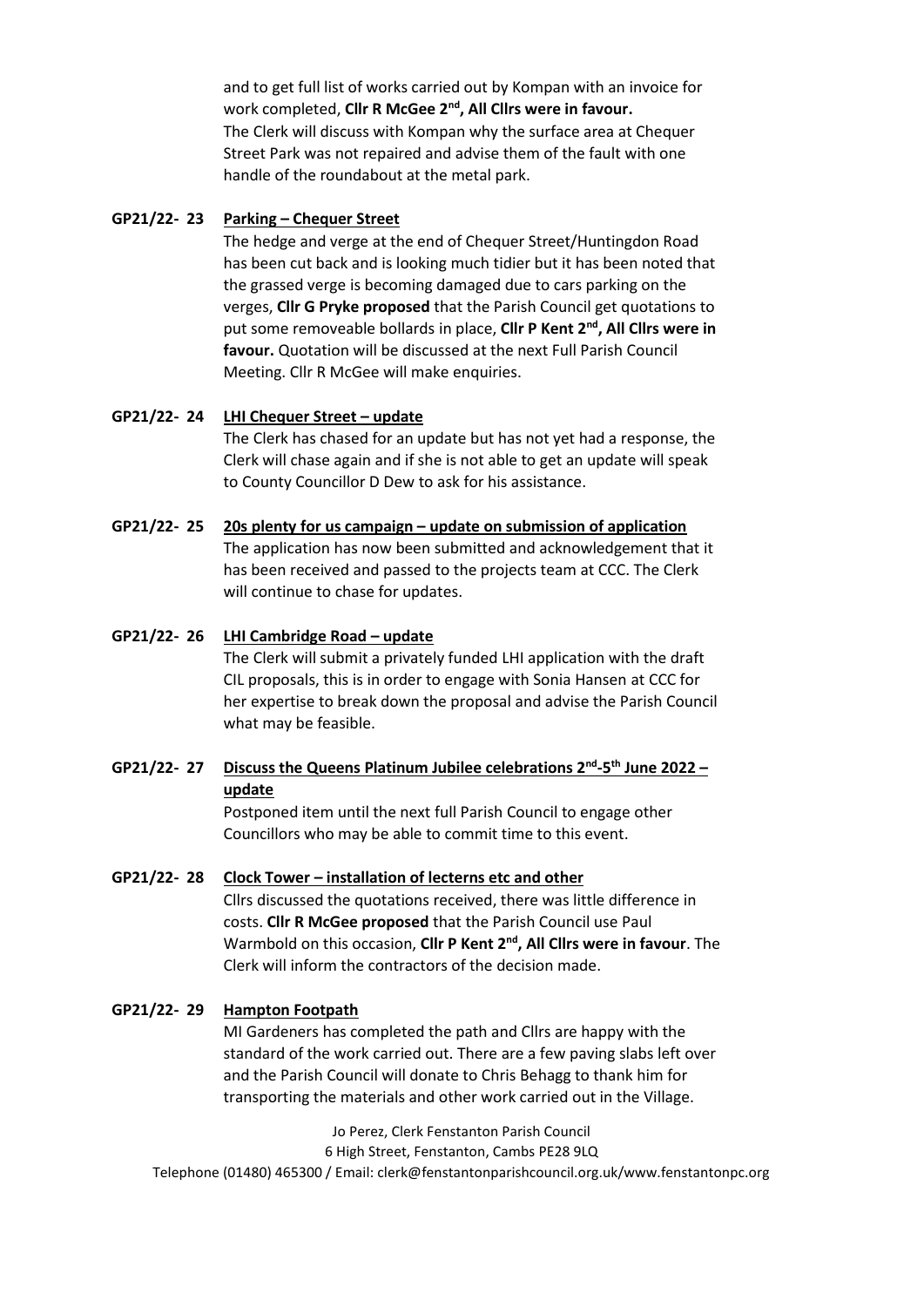and to get full list of works carried out by Kompan with an invoice for work completed, **Cllr R McGee 2nd, All Cllrs were in favour.** The Clerk will discuss with Kompan why the surface area at Chequer Street Park was not repaired and advise them of the fault with one handle of the roundabout at the metal park.

**GP21/22- 23 Parking – Chequer Street**

The hedge and verge at the end of Chequer Street/Huntingdon Road has been cut back and is looking much tidier but it has been noted that the grassed verge is becoming damaged due to cars parking on the verges, **Cllr G Pryke proposed** that the Parish Council get quotations to put some removeable bollards in place, **Cllr P Kent 2nd, All Cllrs were in favour.** Quotation will be discussed at the next Full Parish Council Meeting. Cllr R McGee will make enquiries.

**GP21/22- 24 LHI Chequer Street – update**

The Clerk has chased for an update but has not yet had a response, the Clerk will chase again and if she is not able to get an update will speak to County Councillor D Dew to ask for his assistance.

**GP21/22- 25 20s plenty for us campaign – update on submission of application**

The application has now been submitted and acknowledgement that it has been received and passed to the projects team at CCC. The Clerk will continue to chase for updates.

**GP21/22- 26 LHI Cambridge Road – update**

The Clerk will submit a privately funded LHI application with the draft CIL proposals, this is in order to engage with Sonia Hansen at CCC for her expertise to break down the proposal and advise the Parish Council what may be feasible.

**GP21/22- 27 Discuss the Queens Platinum Jubilee celebrations 2nd-5th June 2022 – update**

Postponed item until the next full Parish Council to engage other Councillors who may be able to commit time to this event.

**GP21/22- 28 Clock Tower – installation of lecterns etc and other**

Cllrs discussed the quotations received, there was little difference in costs. **Cllr R McGee proposed** that the Parish Council use Paul Warmbold on this occasion, **Cllr P Kent 2nd, All Cllrs were in favour**. The Clerk will inform the contractors of the decision made.

**GP21/22- 29 Hampton Footpath**

MI Gardeners has completed the path and Cllrs are happy with the standard of the work carried out. There are a few paving slabs left over and the Parish Council will donate to Chris Behagg to thank him for transporting the materials and other work carried out in the Village.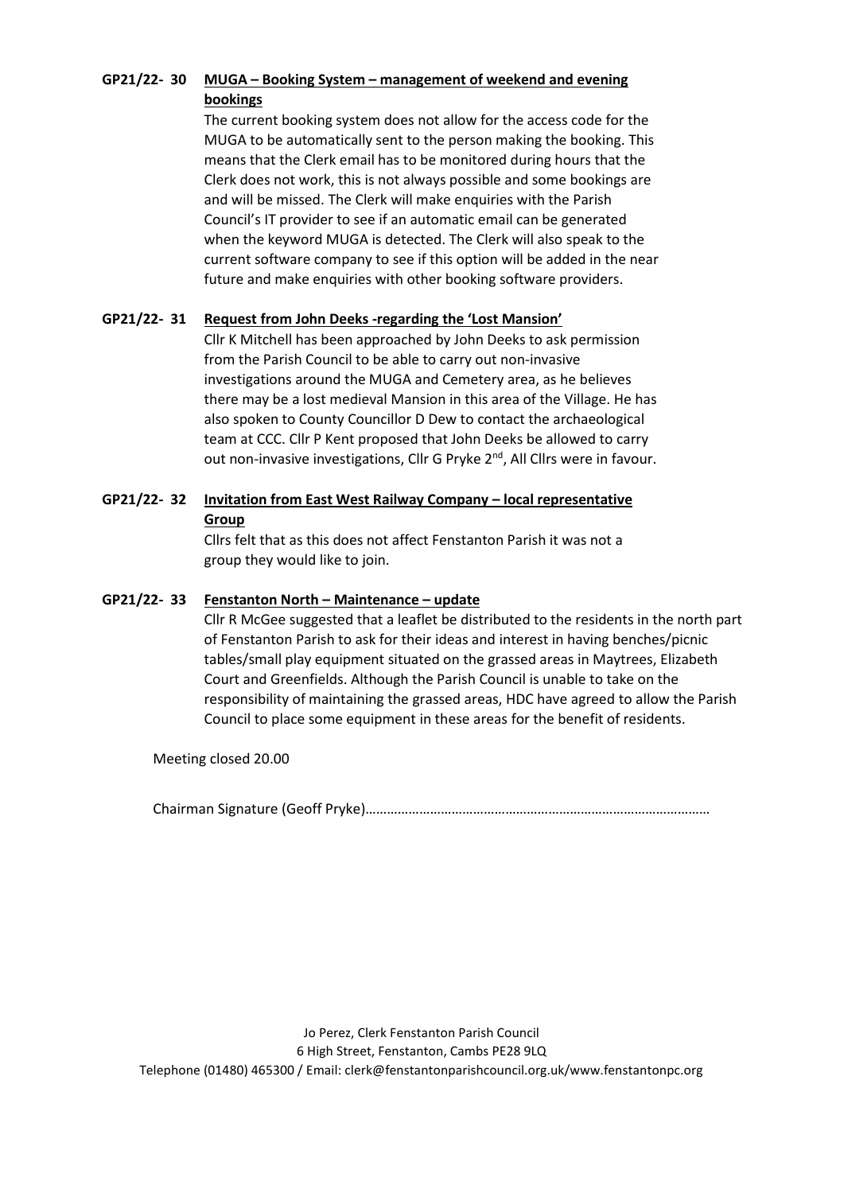**GP21/22- 30 MUGA – Booking System – management of weekend and evening bookings**

The current booking system does not allow for the access code for the MUGA to be automatically sent to the person making the booking. This means that the Clerk email has to be monitored during hours that the Clerk does not work, this is not always possible and some bookings are and will be missed. The Clerk will make enquiries with the Parish Council's IT provider to see if an automatic email can be generated when the keyword MUGA is detected. The Clerk will also speak to the current software company to see if this option will be added in the near future and make enquiries with other booking software providers.

**GP21/22- 31 Request from John Deeks -regarding the 'Lost Mansion'**

Cllr K Mitchell has been approached by John Deeks to ask permission from the Parish Council to be able to carry out non-invasive investigations around the MUGA and Cemetery area, as he believes there may be a lost medieval Mansion in this area of the Village. He has also spoken to County Councillor D Dew to contact the archaeological team at CCC. Cllr P Kent proposed that John Deeks be allowed to carry out non-invasive investigations, Cllr G Pryke 2nd, All Cllrs were in favour.

**GP21/22- 32 Invitation from East West Railway Company – local representative Group**

Cllrs felt that as this does not affect Fenstanton Parish it was not a group they would like to join.

**GP21/22- 33 Fenstanton North – Maintenance – update**

Cllr R McGee suggested that a leaflet be distributed to the residents in the north part of Fenstanton Parish to ask for their ideas and interest in having benches/picnic tables/small play equipment situated on the grassed areas in Maytrees, Elizabeth Court and Greenfields. Although the Parish Council is unable to take on the responsibility of maintaining the grassed areas, HDC have agreed to allow the Parish Council to place some equipment in these areas for the benefit of residents.

Meeting closed 20.00

Chairman Signature (Geoff Pryke)………………………………………………………………………………

Jo Perez, Clerk Fenstanton Parish Council
6 High Street, Fenstanton, Cambs PE28 9LQ
Telephone (01480) 465300 / Email: clerk@fenstantonparishcouncil.org.uk/www.fenstantonpc.org